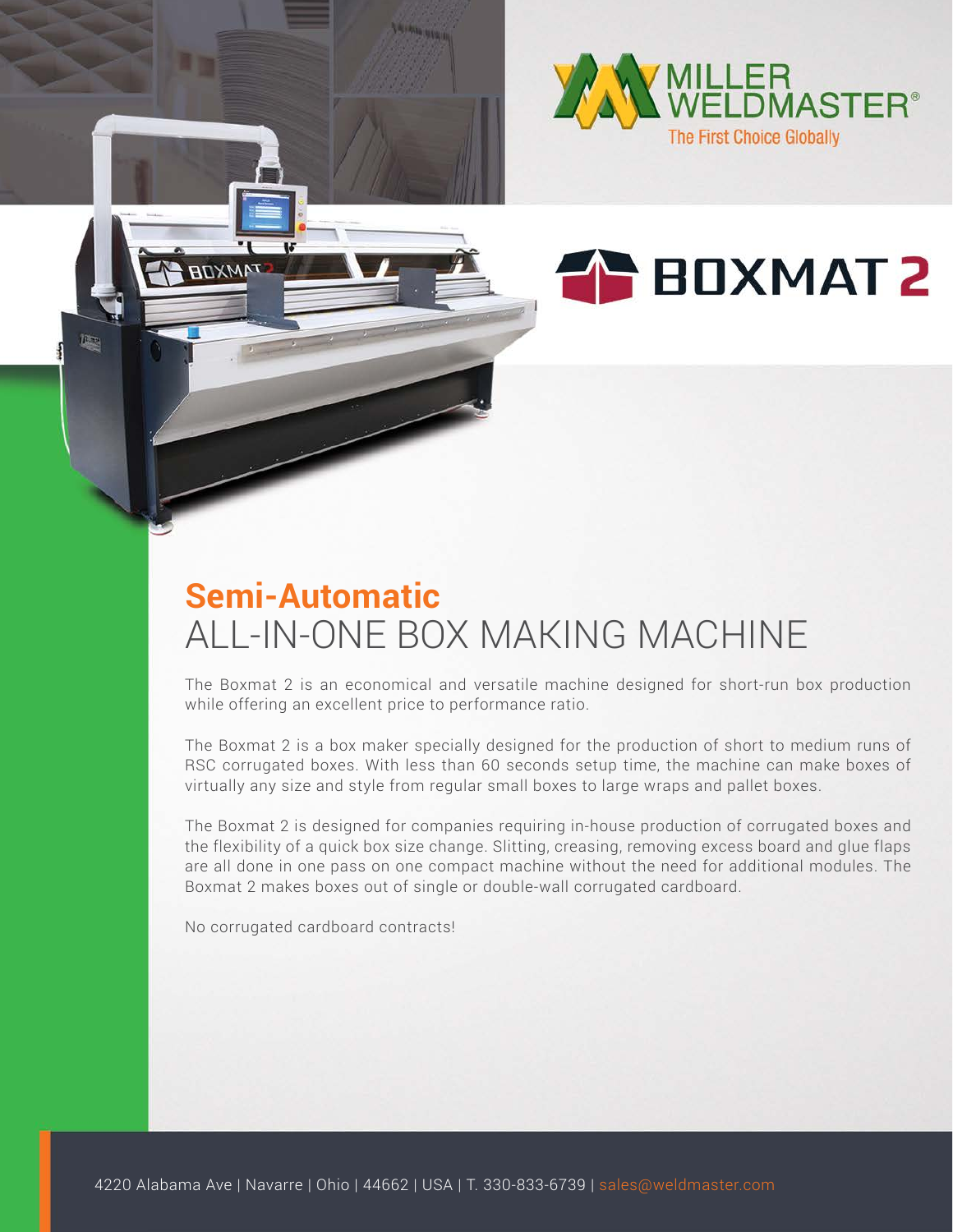MILLER WELDMASTER®

The First Choice Globally

# BOXMAT 2

## Semi-Automatic ALL-IN-ONE BOX MAKING MACHINE

The Boxmat 2 is an economical and versatile machine designed for short-run box production while offering an excellent price to performance ratio.

The Boxmat 2 is a box maker specially designed for the production of short to medium runs of RSC corrugated boxes. With less than 60 seconds setup time, the machine can make boxes of virtually any size and style from regular small boxes to large wraps and pallet boxes.

The Boxmat 2 is designed for companies requiring in-house production of corrugated boxes and the flexibility of a quick box size change. Slitting, creasing, removing excess board and glue flaps are all done in one pass on one compact machine without the need for additional modules. The Boxmat 2 makes boxes out of single or double-wall corrugated cardboard.

No corrugated cardboard contracts!

4220 Alabama Ave | Navarre | Ohio | 44662 | USA | T. 330-833-6739 | sales@weldmaster.com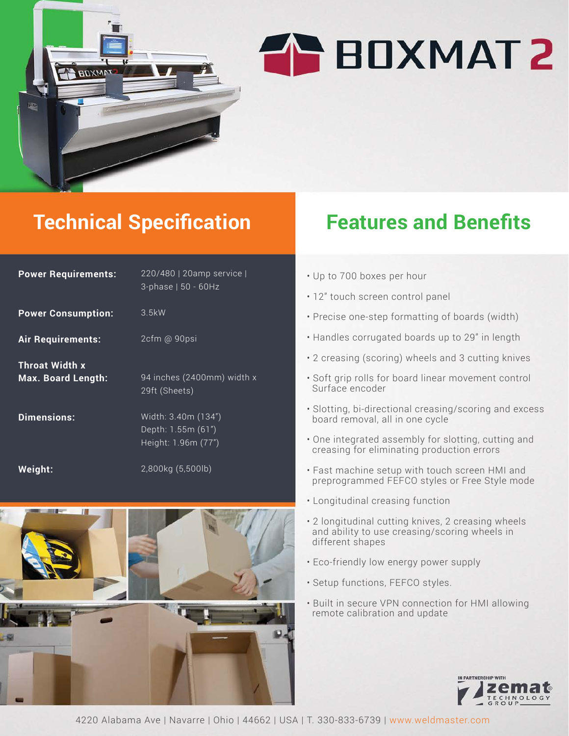# BOXMAT 2

## Technical Specification

| | |
|---|---|
| **Power Requirements:** | 220/480 \| 20amp service \| 3-phase \| 50 - 60Hz |
| **Power Consumption:** | 3.5kW |
| **Air Requirements:** | 2cfm @ 90psi |
| **Throat Width x Max. Board Length:** | 94 inches (2400mm) width x 29ft (Sheets) |
| **Dimensions:** | Width: 3.40m (134")<br>Depth: 1.55m (61")<br>Height: 1.96m (77") |
| **Weight:** | 2,800kg (5,500lb) |

## Features and Benefits

- Up to 700 boxes per hour
- 12" touch screen control panel
- Precise one-step formatting of boards (width)
- Handles corrugated boards up to 29" in length
- 2 creasing (scoring) wheels and 3 cutting knives
- Soft grip rolls for board linear movement control Surface encoder
- Slotting, bi-directional creasing/scoring and excess board removal, all in one cycle
- One integrated assembly for slotting, cutting and creasing for eliminating production errors
- Fast machine setup with touch screen HMI and preprogrammed FEFCO styles or Free Style mode
- Longitudinal creasing function
- 2 longitudinal cutting knives, 2 creasing wheels and ability to use creasing/scoring wheels in different shapes
- Eco-friendly low energy power supply
- Setup functions, FEFCO styles.
- Built in secure VPN connection for HMI allowing remote calibration and update

IN PARTNERSHIP WITH zemat TECHNOLOGY GROUP

4220 Alabama Ave | Navarre | Ohio | 44662 | USA | T. 330-833-6739 | www.weldmaster.com